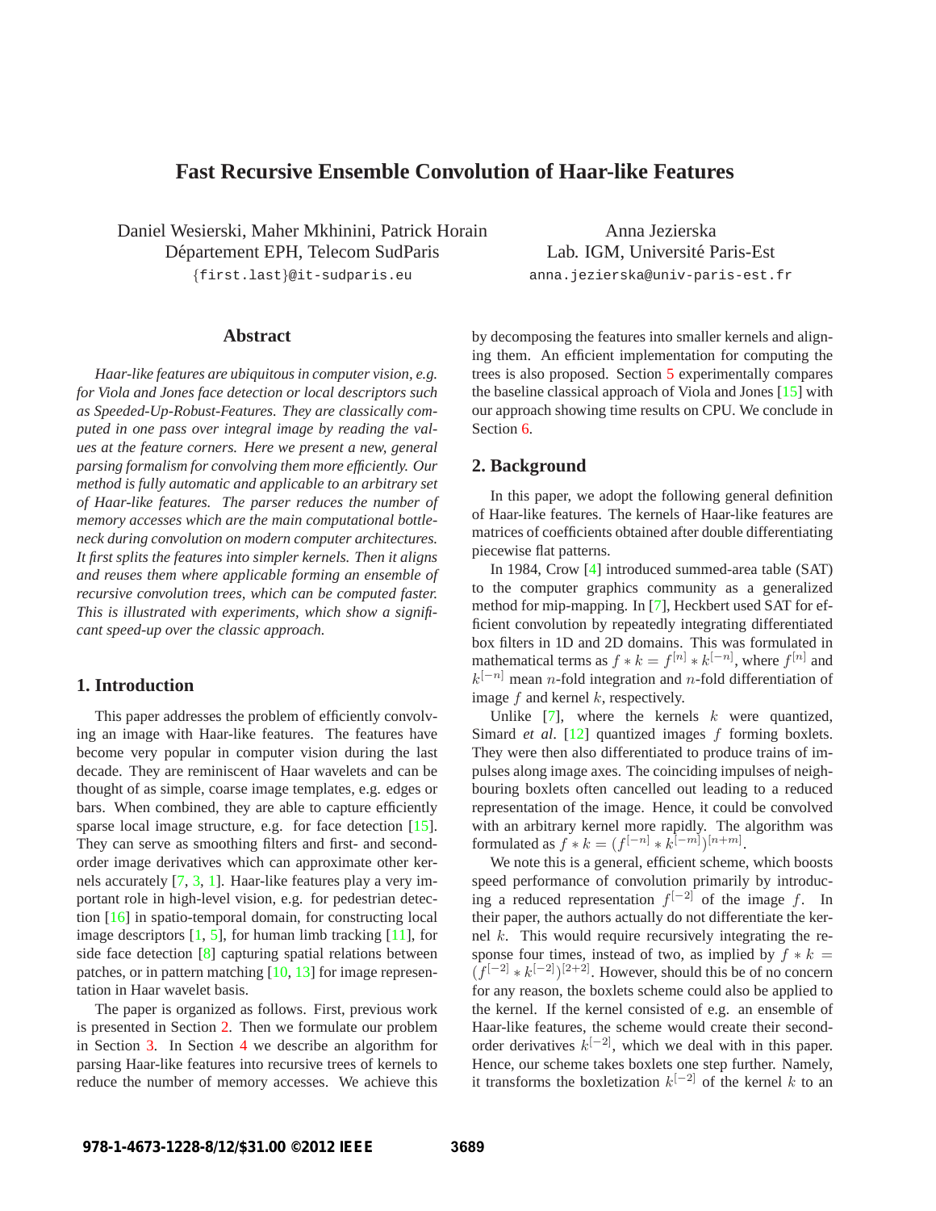# Fast Recursive Ensemble Convolution of Haar-like Features

Daniel Wesierski, Maher Mkhinini, Patrick Horain
Département EPH, Telecom SudParis
{first.last}@it-sudparis.eu

Anna Jezierska
Lab. IGM, Université Paris-Est
anna.jezierska@univ-paris-est.fr

## Abstract

*Haar-like features are ubiquitous in computer vision, e.g. for Viola and Jones face detection or local descriptors such as Speeded-Up-Robust-Features. They are classically computed in one pass over integral image by reading the values at the feature corners. Here we present a new, general parsing formalism for convolving them more efficiently. Our method is fully automatic and applicable to an arbitrary set of Haar-like features. The parser reduces the number of memory accesses which are the main computational bottleneck during convolution on modern computer architectures. It first splits the features into simpler kernels. Then it aligns and reuses them where applicable forming an ensemble of recursive convolution trees, which can be computed faster. This is illustrated with experiments, which show a significant speed-up over the classic approach.*

## 1. Introduction

This paper addresses the problem of efficiently convolving an image with Haar-like features. The features have become very popular in computer vision during the last decade. They are reminiscent of Haar wavelets and can be thought of as simple, coarse image templates, e.g. edges or bars. When combined, they are able to capture efficiently sparse local image structure, e.g. for face detection [15]. They can serve as smoothing filters and first- and second-order image derivatives which can approximate other kernels accurately [7, 3, 1]. Haar-like features play a very important role in high-level vision, e.g. for pedestrian detection [16] in spatio-temporal domain, for constructing local image descriptors [1, 5], for human limb tracking [11], for side face detection [8] capturing spatial relations between patches, or in pattern matching [10, 13] for image representation in Haar wavelet basis.

The paper is organized as follows. First, previous work is presented in Section 2. Then we formulate our problem in Section 3. In Section 4 we describe an algorithm for parsing Haar-like features into recursive trees of kernels to reduce the number of memory accesses. We achieve this by decomposing the features into smaller kernels and aligning them. An efficient implementation for computing the trees is also proposed. Section 5 experimentally compares the baseline classical approach of Viola and Jones [15] with our approach showing time results on CPU. We conclude in Section 6.

## 2. Background

In this paper, we adopt the following general definition of Haar-like features. The kernels of Haar-like features are matrices of coefficients obtained after double differentiating piecewise flat patterns.

In 1984, Crow [4] introduced summed-area table (SAT) to the computer graphics community as a generalized method for mip-mapping. In [7], Heckbert used SAT for efficient convolution by repeatedly integrating differentiated box filters in 1D and 2D domains. This was formulated in mathematical terms as $f * k = f^{[n]} * k^{[-n]}$, where $f^{[n]}$ and $k^{[-n]}$ mean $n$-fold integration and $n$-fold differentiation of image $f$ and kernel $k$, respectively.

Unlike [7], where the kernels $k$ were quantized, Simard *et al*. [12] quantized images $f$ forming boxlets. They were then also differentiated to produce trains of impulses along image axes. The coinciding impulses of neighbouring boxlets often cancelled out leading to a reduced representation of the image. Hence, it could be convolved with an arbitrary kernel more rapidly. The algorithm was formulated as $f * k = (f^{[-n]} * k^{[-m]})^{[n+m]}$.

We note this is a general, efficient scheme, which boosts speed performance of convolution primarily by introducing a reduced representation $f^{[-2]}$ of the image $f$. In their paper, the authors actually do not differentiate the kernel $k$. This would require recursively integrating the response four times, instead of two, as implied by $f * k = (f^{[-2]} * k^{[-2]})^{[2+2]}$. However, should this be of no concern for any reason, the boxlets scheme could also be applied to the kernel. If the kernel consisted of e.g. an ensemble of Haar-like features, the scheme would create their second-order derivatives $k^{[-2]}$, which we deal with in this paper. Hence, our scheme takes boxlets one step further. Namely, it transforms the boxletization $k^{[-2]}$ of the kernel $k$ to an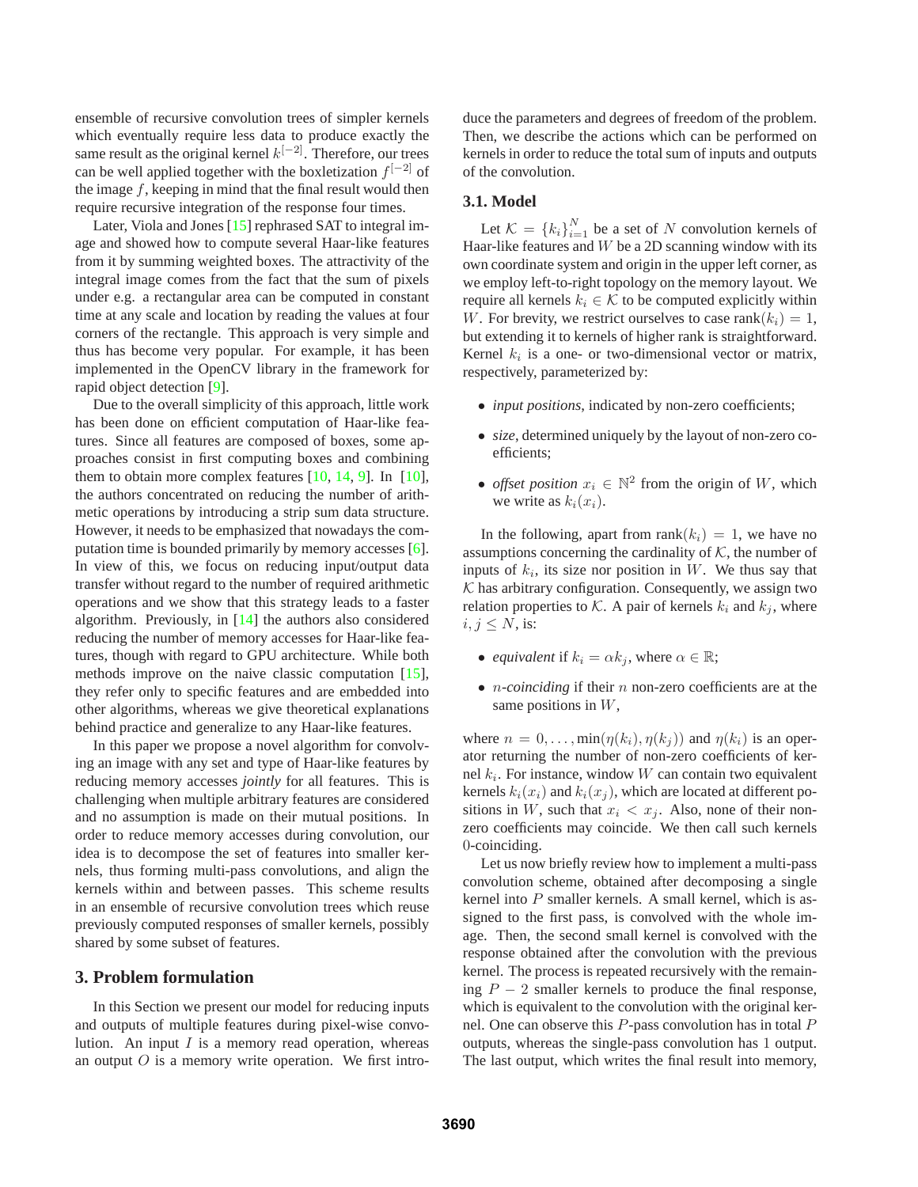ensemble of recursive convolution trees of simpler kernels which eventually require less data to produce exactly the same result as the original kernel $k^{[-2]}$. Therefore, our trees can be well applied together with the boxletization $f^{[-2]}$ of the image $f$, keeping in mind that the final result would then require recursive integration of the response four times.

Later, Viola and Jones [15] rephrased SAT to integral image and showed how to compute several Haar-like features from it by summing weighted boxes. The attractivity of the integral image comes from the fact that the sum of pixels under e.g. a rectangular area can be computed in constant time at any scale and location by reading the values at four corners of the rectangle. This approach is very simple and thus has become very popular. For example, it has been implemented in the OpenCV library in the framework for rapid object detection [9].

Due to the overall simplicity of this approach, little work has been done on efficient computation of Haar-like features. Since all features are composed of boxes, some approaches consist in first computing boxes and combining them to obtain more complex features [10, 14, 9]. In [10], the authors concentrated on reducing the number of arithmetic operations by introducing a strip sum data structure. However, it needs to be emphasized that nowadays the computation time is bounded primarily by memory accesses [6]. In view of this, we focus on reducing input/output data transfer without regard to the number of required arithmetic operations and we show that this strategy leads to a faster algorithm. Previously, in [14] the authors also considered reducing the number of memory accesses for Haar-like features, though with regard to GPU architecture. While both methods improve on the naive classic computation [15], they refer only to specific features and are embedded into other algorithms, whereas we give theoretical explanations behind practice and generalize to any Haar-like features.

In this paper we propose a novel algorithm for convolving an image with any set and type of Haar-like features by reducing memory accesses *jointly* for all features. This is challenging when multiple arbitrary features are considered and no assumption is made on their mutual positions. In order to reduce memory accesses during convolution, our idea is to decompose the set of features into smaller kernels, thus forming multi-pass convolutions, and align the kernels within and between passes. This scheme results in an ensemble of recursive convolution trees which reuse previously computed responses of smaller kernels, possibly shared by some subset of features.

## 3. Problem formulation

In this Section we present our model for reducing inputs and outputs of multiple features during pixel-wise convolution. An input $I$ is a memory read operation, whereas an output $O$ is a memory write operation. We first introduce the parameters and degrees of freedom of the problem. Then, we describe the actions which can be performed on kernels in order to reduce the total sum of inputs and outputs of the convolution.

### 3.1. Model

Let $\mathcal{K} = \{k_i\}_{i=1}^{N}$ be a set of $N$ convolution kernels of Haar-like features and $W$ be a 2D scanning window with its own coordinate system and origin in the upper left corner, as we employ left-to-right topology on the memory layout. We require all kernels $k_i \in \mathcal{K}$ to be computed explicitly within $W$. For brevity, we restrict ourselves to case $\text{rank}(k_i) = 1$, but extending it to kernels of higher rank is straightforward. Kernel $k_i$ is a one- or two-dimensional vector or matrix, respectively, parameterized by:

- *input positions*, indicated by non-zero coefficients;
- *size*, determined uniquely by the layout of non-zero coefficients;
- *offset position* $x_i \in \mathbb{N}^2$ from the origin of $W$, which we write as $k_i(x_i)$.

In the following, apart from $\text{rank}(k_i) = 1$, we have no assumptions concerning the cardinality of $\mathcal{K}$, the number of inputs of $k_i$, its size nor position in $W$. We thus say that $\mathcal{K}$ has arbitrary configuration. Consequently, we assign two relation properties to $\mathcal{K}$. A pair of kernels $k_i$ and $k_j$, where $i, j \leq N$, is:

- *equivalent* if $k_i = \alpha k_j$, where $\alpha \in \mathbb{R}$;
- *$n$-coinciding* if their $n$ non-zero coefficients are at the same positions in $W$,

where $n = 0, \ldots, \min(\eta(k_i), \eta(k_j))$ and $\eta(k_i)$ is an operator returning the number of non-zero coefficients of kernel $k_i$. For instance, window $W$ can contain two equivalent kernels $k_i(x_i)$ and $k_i(x_j)$, which are located at different positions in $W$, such that $x_i < x_j$. Also, none of their non-zero coefficients may coincide. We then call such kernels 0-coinciding.

Let us now briefly review how to implement a multi-pass convolution scheme, obtained after decomposing a single kernel into $P$ smaller kernels. A small kernel, which is assigned to the first pass, is convolved with the whole image. Then, the second small kernel is convolved with the response obtained after the convolution with the previous kernel. The process is repeated recursively with the remaining $P - 2$ smaller kernels to produce the final response, which is equivalent to the convolution with the original kernel. One can observe this $P$-pass convolution has in total $P$ outputs, whereas the single-pass convolution has 1 output. The last output, which writes the final result into memory,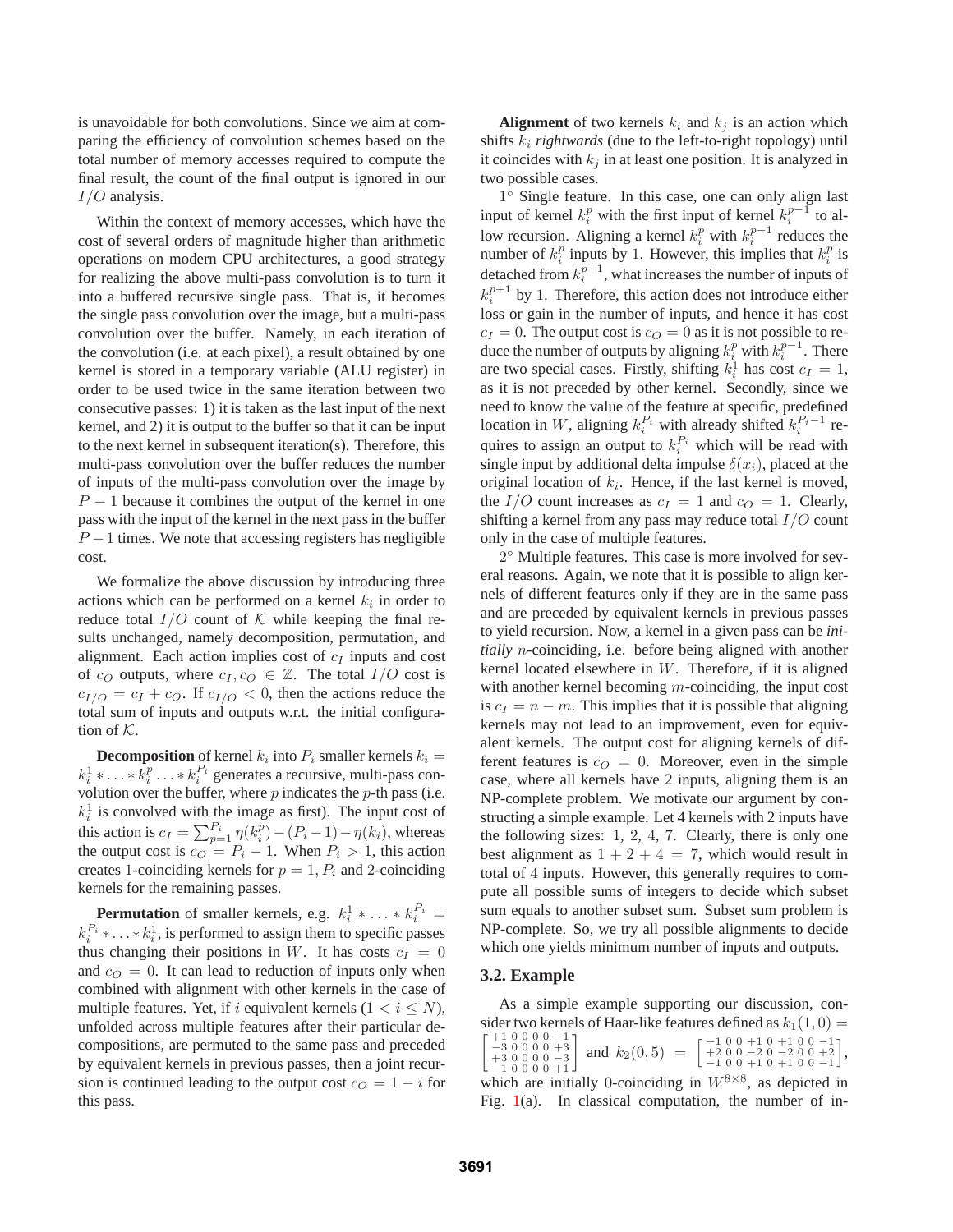is unavoidable for both convolutions. Since we aim at comparing the efficiency of convolution schemes based on the total number of memory accesses required to compute the final result, the count of the final output is ignored in our $I/O$ analysis.

Within the context of memory accesses, which have the cost of several orders of magnitude higher than arithmetic operations on modern CPU architectures, a good strategy for realizing the above multi-pass convolution is to turn it into a buffered recursive single pass. That is, it becomes the single pass convolution over the image, but a multi-pass convolution over the buffer. Namely, in each iteration of the convolution (i.e. at each pixel), a result obtained by one kernel is stored in a temporary variable (ALU register) in order to be used twice in the same iteration between two consecutive passes: 1) it is taken as the last input of the next kernel, and 2) it is output to the buffer so that it can be input to the next kernel in subsequent iteration(s). Therefore, this multi-pass convolution over the buffer reduces the number of inputs of the multi-pass convolution over the image by $P-1$ because it combines the output of the kernel in one pass with the input of the kernel in the next pass in the buffer $P-1$ times. We note that accessing registers has negligible cost.

We formalize the above discussion by introducing three actions which can be performed on a kernel $k_i$ in order to reduce total $I/O$ count of $\mathcal{K}$ while keeping the final results unchanged, namely decomposition, permutation, and alignment. Each action implies cost of $c_I$ inputs and cost of $c_O$ outputs, where $c_I, c_O \in \mathbb{Z}$. The total $I/O$ cost is $c_{I/O} = c_I + c_O$. If $c_{I/O} < 0$, then the actions reduce the total sum of inputs and outputs w.r.t. the initial configuration of $\mathcal{K}$.

**Decomposition** of kernel $k_i$ into $P_i$ smaller kernels $k_i = k_i^1 * \ldots * k_i^p \ldots * k_i^{P_i}$ generates a recursive, multi-pass convolution over the buffer, where $p$ indicates the $p$-th pass (i.e. $k_i^1$ is convolved with the image as first). The input cost of this action is $c_I = \sum_{p=1}^{P_i} \eta(k_i^p) - (P_i - 1) - \eta(k_i)$, whereas the output cost is $c_O = P_i - 1$. When $P_i > 1$, this action creates 1-coinciding kernels for $p = 1, P_i$ and 2-coinciding kernels for the remaining passes.

**Permutation** of smaller kernels, e.g. $k_i^1 * \ldots * k_i^{P_i} = k_i^{P_i} * \ldots * k_i^1$, is performed to assign them to specific passes thus changing their positions in $W$. It has costs $c_I = 0$ and $c_O = 0$. It can lead to reduction of inputs only when combined with alignment with other kernels in the case of multiple features. Yet, if $i$ equivalent kernels ($1 < i \leq N$), unfolded across multiple features after their particular decompositions, are permuted to the same pass and preceded by equivalent kernels in previous passes, then a joint recursion is continued leading to the output cost $c_O = 1 - i$ for this pass.

**Alignment** of two kernels $k_i$ and $k_j$ is an action which shifts $k_i$ *rightwards* (due to the left-to-right topology) until it coincides with $k_j$ in at least one position. It is analyzed in two possible cases.

$1^\circ$ Single feature. In this case, one can only align last input of kernel $k_i^p$ with the first input of kernel $k_i^{p-1}$ to allow recursion. Aligning a kernel $k_i^p$ with $k_i^{p-1}$ reduces the number of $k_i^p$ inputs by 1. However, this implies that $k_i^p$ is detached from $k_i^{p+1}$, what increases the number of inputs of $k_i^{p+1}$ by 1. Therefore, this action does not introduce either loss or gain in the number of inputs, and hence it has cost $c_I = 0$. The output cost is $c_O = 0$ as it is not possible to reduce the number of outputs by aligning $k_i^p$ with $k_i^{p-1}$. There are two special cases. Firstly, shifting $k_i^1$ has cost $c_I = 1$, as it is not preceded by other kernel. Secondly, since we need to know the value of the feature at specific, predefined location in $W$, aligning $k_i^{P_i}$ with already shifted $k_i^{P_i-1}$ requires to assign an output to $k_i^{P_i}$ which will be read with single input by additional delta impulse $\delta(x_i)$, placed at the original location of $k_i$. Hence, if the last kernel is moved, the $I/O$ count increases as $c_I = 1$ and $c_O = 1$. Clearly, shifting a kernel from any pass may reduce total $I/O$ count only in the case of multiple features.

$2^\circ$ Multiple features. This case is more involved for several reasons. Again, we note that it is possible to align kernels of different features only if they are in the same pass and are preceded by equivalent kernels in previous passes to yield recursion. Now, a kernel in a given pass can be *initially* $n$-coinciding, i.e. before being aligned with another kernel located elsewhere in $W$. Therefore, if it is aligned with another kernel becoming $m$-coinciding, the input cost is $c_I = n - m$. This implies that it is possible that aligning kernels may not lead to an improvement, even for equivalent kernels. The output cost for aligning kernels of different features is $c_O = 0$. Moreover, even in the simple case, where all kernels have 2 inputs, aligning them is an NP-complete problem. We motivate our argument by constructing a simple example. Let 4 kernels with 2 inputs have the following sizes: 1, 2, 4, 7. Clearly, there is only one best alignment as $1 + 2 + 4 = 7$, which would result in total of 4 inputs. However, this generally requires to compute all possible sums of integers to decide which subset sum equals to another subset sum. Subset sum problem is NP-complete. So, we try all possible alignments to decide which one yields minimum number of inputs and outputs.

### 3.2. Example

As a simple example supporting our discussion, consider two kernels of Haar-like features defined as $k_1(1,0) = \begin{bmatrix} +1 & 0 & 0 & 0 & 0 & -1 \\ -3 & 0 & 0 & 0 & 0 & +3 \\ +3 & 0 & 0 & 0 & 0 & -3 \\ -1 & 0 & 0 & 0 & 0 & +1 \end{bmatrix}$ and $k_2(0,5) = \begin{bmatrix} -1 & 0 & 0 & +1 & 0 & +1 & 0 & 0 & -1 \\ +2 & 0 & 0 & -2 & 0 & -2 & 0 & 0 & +2 \\ -1 & 0 & 0 & +1 & 0 & +1 & 0 & 0 & -1 \end{bmatrix}$, which are initially 0-coinciding in $W^{8\times 8}$, as depicted in Fig. 1(a). In classical computation, the number of in-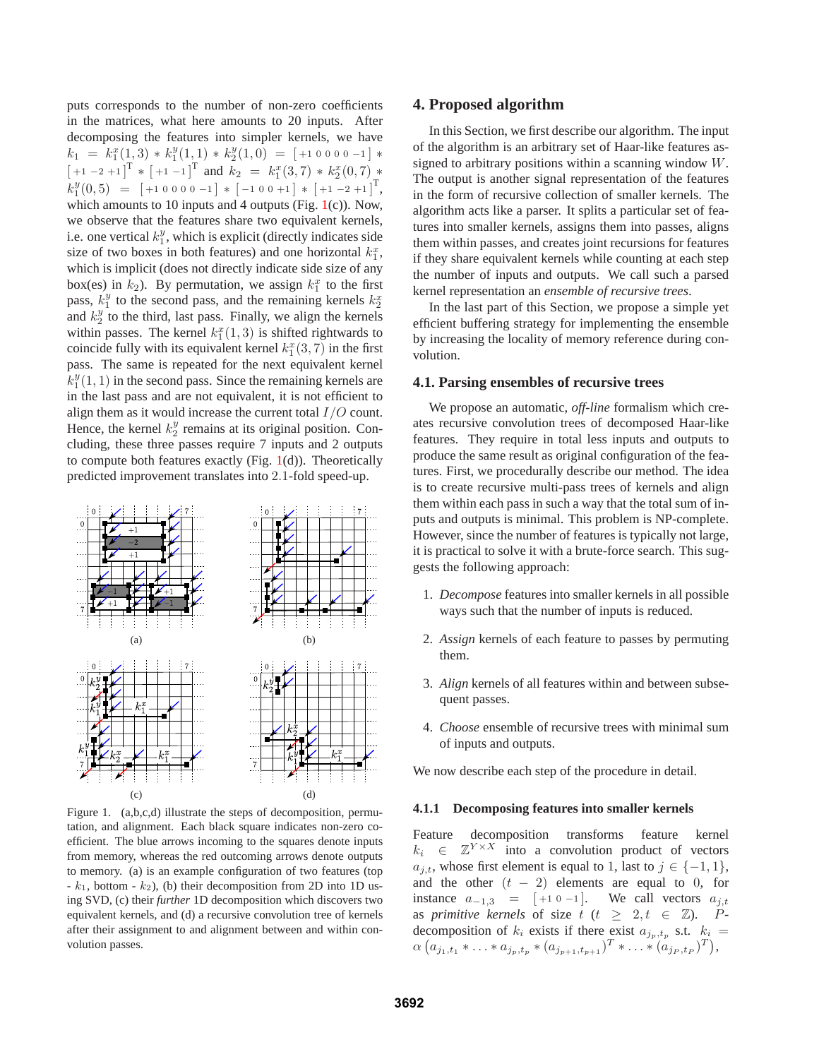puts corresponds to the number of non-zero coefficients in the matrices, what here amounts to 20 inputs. After decomposing the features into simpler kernels, we have $k_1 = k_1^x(1,3) * k_1^y(1,1) * k_2^y(1,0) = [+1\ 0\ 0\ 0\ 0\ -1] * [+1\ -2\ +1]^{\mathrm{T}} * [+1\ -1]^{\mathrm{T}}$ and $k_2 = k_1^x(3,7) * k_2^x(0,7) * k_1^y(0,5) = [+1\ 0\ 0\ 0\ 0\ -1] * [-1\ 0\ 0\ +1] * [+1\ -2\ +1]^{\mathrm{T}}$, which amounts to 10 inputs and 4 outputs (Fig. 1(c)). Now, we observe that the features share two equivalent kernels, i.e. one vertical $k_1^y$, which is explicit (directly indicates side size of two boxes in both features) and one horizontal $k_1^x$, which is implicit (does not directly indicate side size of any box(es) in $k_2$). By permutation, we assign $k_1^x$ to the first pass, $k_1^y$ to the second pass, and the remaining kernels $k_2^x$ and $k_2^y$ to the third, last pass. Finally, we align the kernels within passes. The kernel $k_1^x(1,3)$ is shifted rightwards to coincide fully with its equivalent kernel $k_1^x(3,7)$ in the first pass. The same is repeated for the next equivalent kernel $k_1^y(1,1)$ in the second pass. Since the remaining kernels are in the last pass and are not equivalent, it is not efficient to align them as it would increase the current total $I/O$ count. Hence, the kernel $k_2^y$ remains at its original position. Concluding, these three passes require 7 inputs and 2 outputs to compute both features exactly (Fig. 1(d)). Theoretically predicted improvement translates into 2.1-fold speed-up.

Figure 1. (a,b,c,d) illustrate the steps of decomposition, permutation, and alignment. Each black square indicates non-zero coefficient. The blue arrows incoming to the squares denote inputs from memory, whereas the red outcoming arrows denote outputs to memory. (a) is an example configuration of two features (top - $k_1$, bottom - $k_2$), (b) their decomposition from 2D into 1D using SVD, (c) their *further* 1D decomposition which discovers two equivalent kernels, and (d) a recursive convolution tree of kernels after their assignment to and alignment between and within convolution passes.

# 4. Proposed algorithm

In this Section, we first describe our algorithm. The input of the algorithm is an arbitrary set of Haar-like features assigned to arbitrary positions within a scanning window $W$. The output is another signal representation of the features in the form of recursive collection of smaller kernels. The algorithm acts like a parser. It splits a particular set of features into smaller kernels, assigns them into passes, aligns them within passes, and creates joint recursions for features if they share equivalent kernels while counting at each step the number of inputs and outputs. We call such a parsed kernel representation an *ensemble of recursive trees*.

In the last part of this Section, we propose a simple yet efficient buffering strategy for implementing the ensemble by increasing the locality of memory reference during convolution.

## 4.1. Parsing ensembles of recursive trees

We propose an automatic, *off-line* formalism which creates recursive convolution trees of decomposed Haar-like features. They require in total less inputs and outputs to produce the same result as original configuration of the features. First, we procedurally describe our method. The idea is to create recursive multi-pass trees of kernels and align them within each pass in such a way that the total sum of inputs and outputs is minimal. This problem is NP-complete. However, since the number of features is typically not large, it is practical to solve it with a brute-force search. This suggests the following approach:

1. *Decompose* features into smaller kernels in all possible ways such that the number of inputs is reduced.
2. *Assign* kernels of each feature to passes by permuting them.
3. *Align* kernels of all features within and between subsequent passes.
4. *Choose* ensemble of recursive trees with minimal sum of inputs and outputs.

We now describe each step of the procedure in detail.

### 4.1.1 Decomposing features into smaller kernels

Feature decomposition transforms feature kernel $k_i \in \mathbb{Z}^{Y \times X}$ into a convolution product of vectors $a_{j,t}$, whose first element is equal to 1, last to $j \in \{-1, 1\}$, and the other $(t-2)$ elements are equal to 0, for instance $a_{-1,3} = [+1\ 0\ -1]$. We call vectors $a_{j,t}$ as *primitive kernels* of size $t$ ($t \geq 2, t \in \mathbb{Z}$). $P$-decomposition of $k_i$ exists if there exist $a_{j_p,t_p}$ s.t. $k_i = \alpha \left( a_{j_1,t_1} * \ldots * a_{j_p,t_p} * (a_{j_{p+1},t_{p+1}})^T * \ldots * (a_{j_P,t_P})^T \right)$,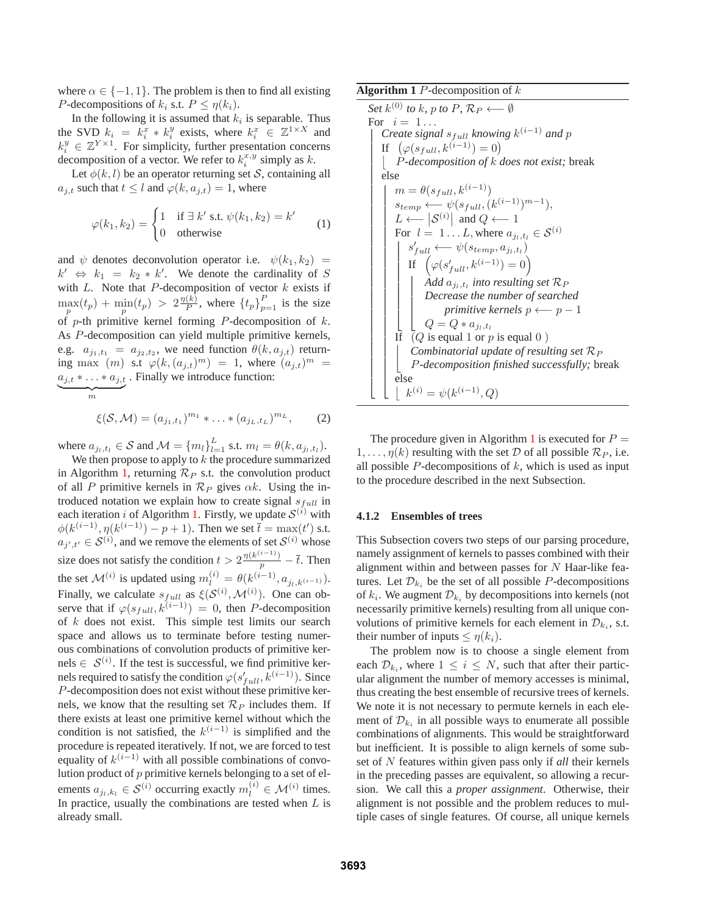where $\alpha \in \{-1, 1\}$. The problem is then to find all existing $P$-decompositions of $k_i$ s.t. $P \leq \eta(k_i)$.

In the following it is assumed that $k_i$ is separable. Thus the SVD $k_i = k_i^x * k_i^y$ exists, where $k_i^x \in \mathbb{Z}^{1 \times X}$ and $k_i^y \in \mathbb{Z}^{Y \times 1}$. For simplicity, further presentation concerns decomposition of a vector. We refer to $k_i^{x,y}$ simply as $k$.

Let $\phi(k, l)$ be an operator returning set $\mathcal{S}$, containing all $a_{j,t}$ such that $t \leq l$ and $\varphi(k, a_{j,t}) = 1$, where

$$\varphi(k_1, k_2) = \begin{cases} 1 & \text{if } \exists\, k' \text{ s.t. } \psi(k_1, k_2) = k' \\ 0 & \text{otherwise} \end{cases} \tag{1}$$

and $\psi$ denotes deconvolution operator i.e. $\psi(k_1, k_2) = k' \Leftrightarrow k_1 = k_2 * k'$. We denote the cardinality of $S$ with $L$. Note that $P$-decomposition of vector $k$ exists if $\max_p(t_p) + \min_p(t_p) > 2\frac{\eta(k)}{P}$, where $\{t_p\}_{p=1}^{P}$ is the size of $p$-th primitive kernel forming $P$-decomposition of $k$. As $P$-decomposition can yield multiple primitive kernels, e.g. $a_{j_1,t_1} = a_{j_2,t_2}$, we need function $\theta(k, a_{j,t})$ returning $\max\ (m)$ s.t $\varphi(k, (a_{j,t})^m) = 1$, where $(a_{j,t})^m = \underbrace{a_{j,t} * \ldots * a_{j,t}}_{m}$. Finally we introduce function:

$$\xi(\mathcal{S}, \mathcal{M}) = (a_{j_1,t_1})^{m_1} * \ldots * (a_{j_L,t_L})^{m_L}, \tag{2}$$

where $a_{j_l,t_l} \in \mathcal{S}$ and $\mathcal{M} = \{m_l\}_{l=1}^{L}$ s.t. $m_l = \theta(k, a_{j_l,t_l})$.

We then propose to apply to $k$ the procedure summarized in Algorithm 1, returning $\mathcal{R}_P$ s.t. the convolution product of all $P$ primitive kernels in $\mathcal{R}_P$ gives $\alpha k$. Using the introduced notation we explain how to create signal $s_{full}$ in each iteration $i$ of Algorithm 1. Firstly, we update $\mathcal{S}^{(i)}$ with $\phi(k^{(i-1)}, \eta(k^{(i-1)}) - p + 1)$. Then we set $\bar{t} = \max(t')$ s.t. $a_{j',t'} \in \mathcal{S}^{(i)}$, and we remove the elements of set $\mathcal{S}^{(i)}$ whose size does not satisfy the condition $t > 2\frac{\eta(k^{(i-1)})}{p} - \bar{t}$. Then the set $\mathcal{M}^{(i)}$ is updated using $m_l^{(i)} = \theta(k^{(i-1)}, a_{j_l,k^{(i-1)}})$. Finally, we calculate $s_{full}$ as $\xi(\mathcal{S}^{(i)}, \mathcal{M}^{(i)})$. One can observe that if $\varphi(s_{full}, k^{(i-1)}) = 0$, then $P$-decomposition of $k$ does not exist. This simple test limits our search space and allows us to terminate before testing numerous combinations of convolution products of primitive kernels $\in \mathcal{S}^{(i)}$. If the test is successful, we find primitive kernels required to satisfy the condition $\varphi(s'_{full}, k^{(i-1)})$. Since $P$-decomposition does not exist without these primitive kernels, we know that the resulting set $\mathcal{R}_P$ includes them. If there exists at least one primitive kernel without which the condition is not satisfied, the $k^{(i-1)}$ is simplified and the procedure is repeated iteratively. If not, we are forced to test equality of $k^{(i-1)}$ with all possible combinations of convolution product of $p$ primitive kernels belonging to a set of elements $a_{j_l,k_l} \in \mathcal{S}^{(i)}$ occurring exactly $m_l^{(i)} \in \mathcal{M}^{(i)}$ times. In practice, usually the combinations are tested when $L$ is already small.

**Algorithm 1** $P$-decomposition of $k$

```
Set k^(0) to k, p to P, R_P ⟵ ∅
For i = 1 ...
    Create signal s_full knowing k^(i-1) and p
    If (φ(s_full, k^(i-1)) = 0)
        P-decomposition of k does not exist; break
    else
        m = θ(s_full, k^(i-1))
        s_temp ⟵ ψ(s_full, (k^(i-1))^(m-1)),
        L ⟵ |S^(i)| and Q ⟵ 1
        For l = 1 ... L, where a_{j_l,t_l} ∈ S^(i)
            s'_full ⟵ ψ(s_temp, a_{j_l,t_l})
            If (φ(s'_full, k^(i-1)) = 0)
                Add a_{j_l,t_l} into resulting set R_P
                Decrease the number of searched
                    primitive kernels p ⟵ p − 1
                Q = Q * a_{j_l,t_l}
        If (Q is equal 1 or p is equal 0 )
            Combinatorial update of resulting set R_P
            P-decomposition finished successfully; break
        else
            k^(i) = ψ(k^(i-1), Q)
```

The procedure given in Algorithm 1 is executed for $P = 1, \ldots, \eta(k)$ resulting with the set $\mathcal{D}$ of all possible $\mathcal{R}_P$, i.e. all possible $P$-decompositions of $k$, which is used as input to the procedure described in the next Subsection.

#### 4.1.2 Ensembles of trees

This Subsection covers two steps of our parsing procedure, namely assignment of kernels to passes combined with their alignment within and between passes for $N$ Haar-like features. Let $\mathcal{D}_{k_i}$ be the set of all possible $P$-decompositions of $k_i$. We augment $\mathcal{D}_{k_i}$ by decompositions into kernels (not necessarily primitive kernels) resulting from all unique convolutions of primitive kernels for each element in $\mathcal{D}_{k_i}$, s.t. their number of inputs $\leq \eta(k_i)$.

The problem now is to choose a single element from each $\mathcal{D}_{k_i}$, where $1 \leq i \leq N$, such that after their particular alignment the number of memory accesses is minimal, thus creating the best ensemble of recursive trees of kernels. We note it is not necessary to permute kernels in each element of $\mathcal{D}_{k_i}$ in all possible ways to enumerate all possible combinations of alignments. This would be straightforward but inefficient. It is possible to align kernels of some subset of $N$ features within given pass only if *all* their kernels in the preceding passes are equivalent, so allowing a recursion. We call this a *proper assignment*. Otherwise, their alignment is not possible and the problem reduces to multiple cases of single features. Of course, all unique kernels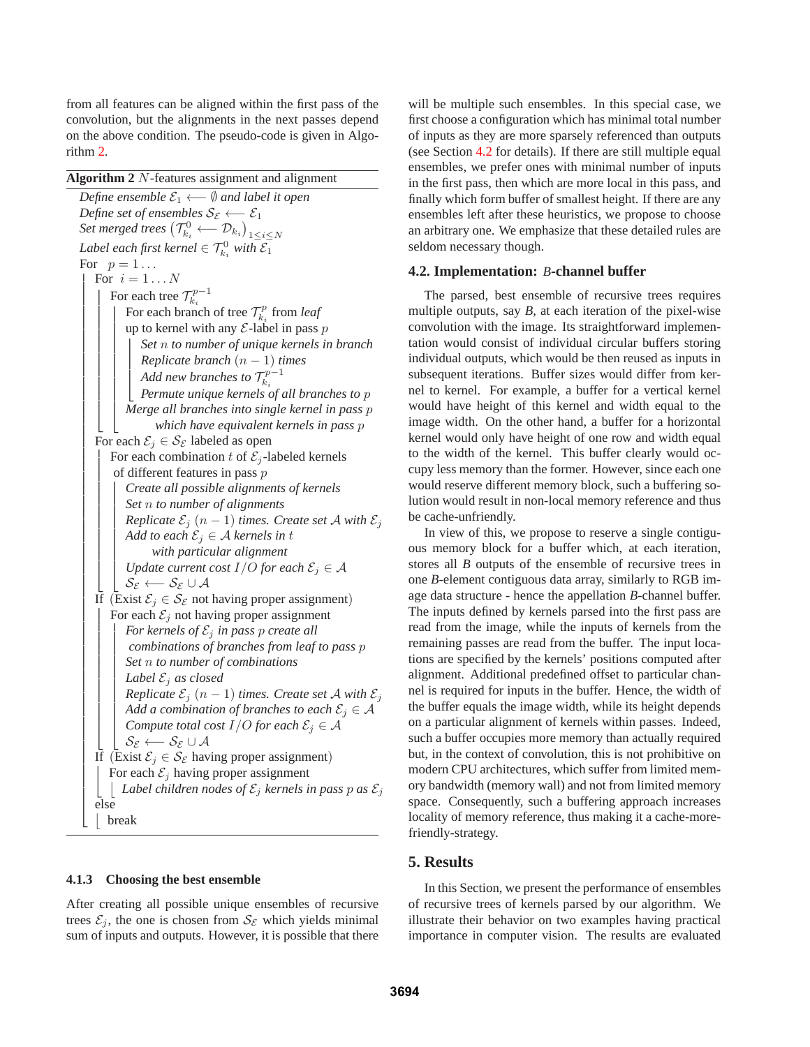from all features can be aligned within the first pass of the convolution, but the alignments in the next passes depend on the above condition. The pseudo-code is given in Algorithm 2.

**Algorithm 2** $N$-features assignment and alignment

```
Define ensemble E_1 ⟵ ∅ and label it open
Define set of ensembles S_E ⟵ E_1
Set merged trees (T^0_{k_i} ⟵ D_{k_i})_{1≤i≤N}
Label each first kernel ∈ T^0_{k_i} with E_1
For  p = 1 ...
  For  i = 1 ... N
    For each tree T^{p-1}_{k_i}
      For each branch of tree T^p_{k_i} from leaf
      up to kernel with any E-label in pass p
        Set n to number of unique kernels in branch
        Replicate branch (n − 1) times
        Add new branches to T^{p-1}_{k_i}
        Permute unique kernels of all branches to p
      Merge all branches into single kernel in pass p
          which have equivalent kernels in pass p
  For each E_j ∈ S_E labeled as open
    For each combination t of E_j-labeled kernels
     of different features in pass p
      Create all possible alignments of kernels
      Set n to number of alignments
      Replicate E_j (n − 1) times. Create set A with E_j
      Add to each E_j ∈ A kernels in t
          with particular alignment
      Update current cost I/O for each E_j ∈ A
      S_E ⟵ S_E ∪ A
  If (Exist E_j ∈ S_E not having proper assignment)
    For each E_j not having proper assignment
      For kernels of E_j in pass p create all
       combinations of branches from leaf to pass p
      Set n to number of combinations
      Label E_j as closed
      Replicate E_j (n − 1) times. Create set A with E_j
      Add a combination of branches to each E_j ∈ A
      Compute total cost I/O for each E_j ∈ A
      S_E ⟵ S_E ∪ A
  If (Exist E_j ∈ S_E having proper assignment)
    For each E_j having proper assignment
      Label children nodes of E_j kernels in pass p as E_j
  else
    break
```

#### 4.1.3 Choosing the best ensemble

After creating all possible unique ensembles of recursive trees $\mathcal{E}_j$, the one is chosen from $\mathcal{S}_\mathcal{E}$ which yields minimal sum of inputs and outputs. However, it is possible that there will be multiple such ensembles. In this special case, we first choose a configuration which has minimal total number of inputs as they are more sparsely referenced than outputs (see Section 4.2 for details). If there are still multiple equal ensembles, we prefer ones with minimal number of inputs in the first pass, then which are more local in this pass, and finally which form buffer of smallest height. If there are any ensembles left after these heuristics, we propose to choose an arbitrary one. We emphasize that these detailed rules are seldom necessary though.

### 4.2. Implementation: *B*-channel buffer

The parsed, best ensemble of recursive trees requires multiple outputs, say *B*, at each iteration of the pixel-wise convolution with the image. Its straightforward implementation would consist of individual circular buffers storing individual outputs, which would be then reused as inputs in subsequent iterations. Buffer sizes would differ from kernel to kernel. For example, a buffer for a vertical kernel would have height of this kernel and width equal to the image width. On the other hand, a buffer for a horizontal kernel would only have height of one row and width equal to the width of the kernel. This buffer clearly would occupy less memory than the former. However, since each one would reserve different memory block, such a buffering solution would result in non-local memory reference and thus be cache-unfriendly.

In view of this, we propose to reserve a single contiguous memory block for a buffer which, at each iteration, stores all *B* outputs of the ensemble of recursive trees in one *B*-element contiguous data array, similarly to RGB image data structure - hence the appellation *B*-channel buffer. The inputs defined by kernels parsed into the first pass are read from the image, while the inputs of kernels from the remaining passes are read from the buffer. The input locations are specified by the kernels' positions computed after alignment. Additional predefined offset to particular channel is required for inputs in the buffer. Hence, the width of the buffer equals the image width, while its height depends on a particular alignment of kernels within passes. Indeed, such a buffer occupies more memory than actually required but, in the context of convolution, this is not prohibitive on modern CPU architectures, which suffer from limited memory bandwidth (memory wall) and not from limited memory space. Consequently, such a buffering approach increases locality of memory reference, thus making it a cache-more-friendly-strategy.

## 5. Results

In this Section, we present the performance of ensembles of recursive trees of kernels parsed by our algorithm. We illustrate their behavior on two examples having practical importance in computer vision. The results are evaluated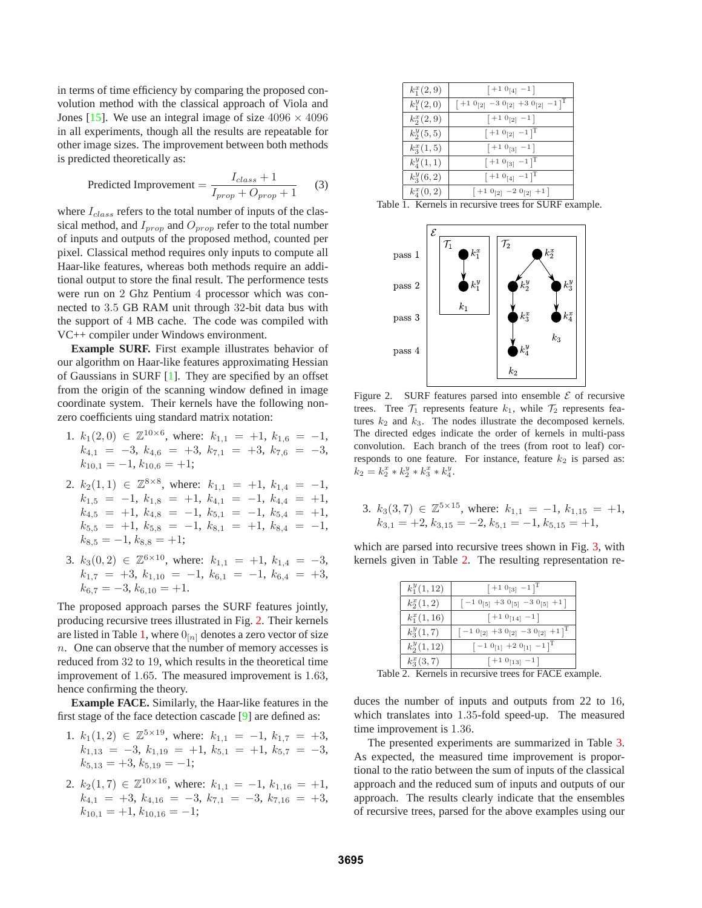in terms of time efficiency by comparing the proposed convolution method with the classical approach of Viola and Jones [15]. We use an integral image of size $4096 \times 4096$ in all experiments, though all the results are repeatable for other image sizes. The improvement between both methods is predicted theoretically as:

$$\text{Predicted Improvement} = \frac{I_{class} + 1}{I_{prop} + O_{prop} + 1} \quad (3)$$

where $I_{class}$ refers to the total number of inputs of the classical method, and $I_{prop}$ and $O_{prop}$ refer to the total number of inputs and outputs of the proposed method, counted per pixel. Classical method requires only inputs to compute all Haar-like features, whereas both methods require an additional output to store the final result. The performence tests were run on 2 Ghz Pentium 4 processor which was connected to 3.5 GB RAM unit through 32-bit data bus with the support of 4 MB cache. The code was compiled with VC++ compiler under Windows environment.

**Example SURF.** First example illustrates behavior of our algorithm on Haar-like features approximating Hessian of Gaussians in SURF [1]. They are specified by an offset from the origin of the scanning window defined in image coordinate system. Their kernels have the following non-zero coefficients using standard matrix notation:

1. $k_1(2,0) \in \mathbb{Z}^{10\times 6}$, where: $k_{1,1} = +1$, $k_{1,6} = -1$, $k_{4,1} = -3$, $k_{4,6} = +3$, $k_{7,1} = +3$, $k_{7,6} = -3$, $k_{10,1} = -1$, $k_{10,6} = +1$;
2. $k_2(1,1) \in \mathbb{Z}^{8\times 8}$, where: $k_{1,1} = +1$, $k_{1,4} = -1$, $k_{1,5} = -1$, $k_{1,8} = +1$, $k_{4,1} = -1$, $k_{4,4} = +1$, $k_{4,5} = +1$, $k_{4,8} = -1$, $k_{5,1} = -1$, $k_{5,4} = +1$, $k_{5,5} = +1$, $k_{5,8} = -1$, $k_{8,1} = +1$, $k_{8,4} = -1$, $k_{8,5} = -1$, $k_{8,8} = +1$;
3. $k_3(0,2) \in \mathbb{Z}^{6\times 10}$, where: $k_{1,1} = +1$, $k_{1,4} = -3$, $k_{1,7} = +3$, $k_{1,10} = -1$, $k_{6,1} = -1$, $k_{6,4} = +3$, $k_{6,7} = -3$, $k_{6,10} = +1$.

The proposed approach parses the SURF features jointly, producing recursive trees illustrated in Fig. 2. Their kernels are listed in Table 1, where $0_{[n]}$ denotes a zero vector of size $n$. One can observe that the number of memory accesses is reduced from 32 to 19, which results in the theoretical time improvement of 1.65. The measured improvement is 1.63, hence confirming the theory.

**Example FACE.** Similarly, the Haar-like features in the first stage of the face detection cascade [9] are defined as:

1. $k_1(1,2) \in \mathbb{Z}^{5\times 19}$, where: $k_{1,1} = -1$, $k_{1,7} = +3$, $k_{1,13} = -3$, $k_{1,19} = +1$, $k_{5,1} = +1$, $k_{5,7} = -3$, $k_{5,13} = +3$, $k_{5,19} = -1$;
2. $k_2(1,7) \in \mathbb{Z}^{10\times 16}$, where: $k_{1,1} = -1$, $k_{1,16} = +1$, $k_{4,1} = +3$, $k_{4,16} = -3$, $k_{7,1} = -3$, $k_{7,16} = +3$, $k_{10,1} = +1$, $k_{10,16} = -1$;
3. $k_3(3,7) \in \mathbb{Z}^{5\times 15}$, where: $k_{1,1} = -1$, $k_{1,15} = +1$, $k_{3,1} = +2$, $k_{3,15} = -2$, $k_{5,1} = -1$, $k_{5,15} = +1$,

| | |
|---|---|
| $k_1^x(2,9)$ | $[+1\ 0_{[4]}\ -1]$ |
| $k_1^y(2,0)$ | $[+1\ 0_{[2]}\ -3\ 0_{[2]}\ +3\ 0_{[2]}\ -1]^{\mathrm{T}}$ |
| $k_2^x(2,9)$ | $[+1\ 0_{[2]}\ -1]$ |
| $k_2^y(5,5)$ | $[+1\ 0_{[2]}\ -1]^{\mathrm{T}}$ |
| $k_3^x(1,5)$ | $[+1\ 0_{[3]}\ -1]$ |
| $k_4^y(1,1)$ | $[+1\ 0_{[3]}\ -1]^{\mathrm{T}}$ |
| $k_3^y(6,2)$ | $[+1\ 0_{[4]}\ -1]^{\mathrm{T}}$ |
| $k_4^x(0,2)$ | $[+1\ 0_{[2]}\ -2\ 0_{[2]}\ +1]$ |

Table 1. Kernels in recursive trees for SURF example.

Figure 2. SURF features parsed into ensemble $\mathcal{E}$ of recursive trees. Tree $\mathcal{T}_1$ represents feature $k_1$, while $\mathcal{T}_2$ represents features $k_2$ and $k_3$. The nodes illustrate the decomposed kernels. The directed edges indicate the order of kernels in multi-pass convolution. Each branch of the trees (from root to leaf) corresponds to one feature. For instance, feature $k_2$ is parsed as: $k_2 = k_2^x * k_2^y * k_3^x * k_4^y$.

which are parsed into recursive trees shown in Fig. 3, with kernels given in Table 2. The resulting representation reduces the number of inputs and outputs from 22 to 16, which translates into 1.35-fold speed-up. The measured time improvement is 1.36.

| | |
|---|---|
| $k_1^y(1,12)$ | $[+1\ 0_{[3]}\ -1]^{\mathrm{T}}$ |
| $k_2^x(1,2)$ | $[-1\ 0_{[5]}\ +3\ 0_{[5]}\ -3\ 0_{[5]}\ +1]$ |
| $k_1^x(1,16)$ | $[+1\ 0_{[14]}\ -1]$ |
| $k_3^y(1,7)$ | $[-1\ 0_{[2]}\ +3\ 0_{[2]}\ -3\ 0_{[2]}\ +1]^{\mathrm{T}}$ |
| $k_2^y(1,12)$ | $[-1\ 0_{[1]}\ +2\ 0_{[1]}\ -1]^{\mathrm{T}}$ |
| $k_3^x(3,7)$ | $[+1\ 0_{[13]}\ -1]$ |

Table 2. Kernels in recursive trees for FACE example.

The presented experiments are summarized in Table 3. As expected, the measured time improvement is proportional to the ratio between the sum of inputs of the classical approach and the reduced sum of inputs and outputs of our approach. The results clearly indicate that the ensembles of recursive trees, parsed for the above examples using our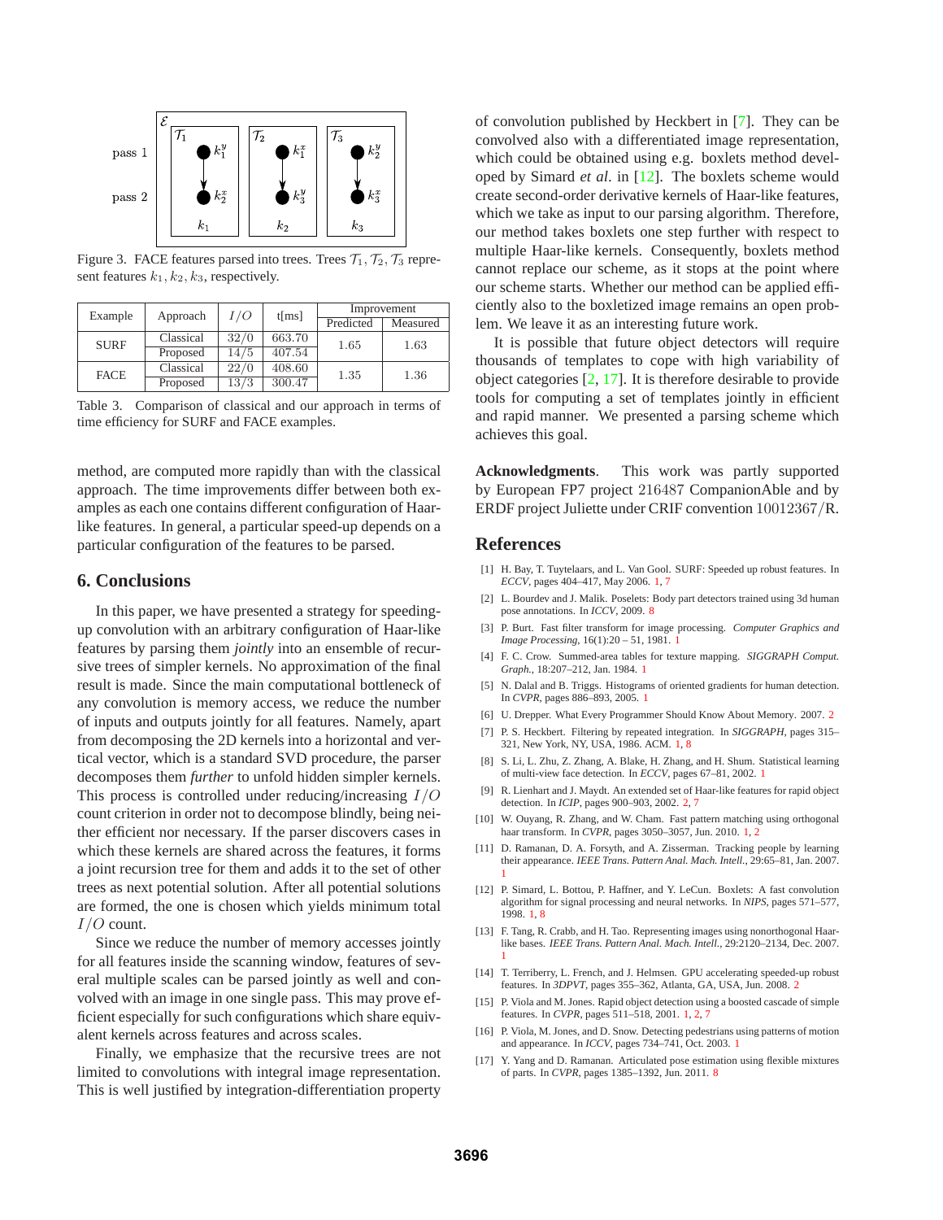pass 1

pass 2

$\mathcal{E}$

$\mathcal{T}_1$ $k_1^y$ $k_2^x$ $k_1$

$\mathcal{T}_2$ $k_1^x$ $k_3^y$ $k_2$

$\mathcal{T}_3$ $k_2^y$ $k_3^x$ $k_3$

Figure 3. FACE features parsed into trees. Trees $\mathcal{T}_1, \mathcal{T}_2, \mathcal{T}_3$ represent features $k_1, k_2, k_3$, respectively.

| Example | Approach | $I/O$ | t[ms] | Improvement | |
|---|---|---|---|---|---|
| | | | | Predicted | Measured |
| SURF | Classical | $32/0$ | 663.70 | 1.65 | 1.63 |
| | Proposed | $14/5$ | 407.54 | | |
| FACE | Classical | $22/0$ | 408.60 | 1.35 | 1.36 |
| | Proposed | $13/3$ | 300.47 | | |

Table 3. Comparison of classical and our approach in terms of time efficiency for SURF and FACE examples.

method, are computed more rapidly than with the classical approach. The time improvements differ between both examples as each one contains different configuration of Haar-like features. In general, a particular speed-up depends on a particular configuration of the features to be parsed.

## 6. Conclusions

In this paper, we have presented a strategy for speeding-up convolution with an arbitrary configuration of Haar-like features by parsing them *jointly* into an ensemble of recursive trees of simpler kernels. No approximation of the final result is made. Since the main computational bottleneck of any convolution is memory access, we reduce the number of inputs and outputs jointly for all features. Namely, apart from decomposing the 2D kernels into a horizontal and vertical vector, which is a standard SVD procedure, the parser decomposes them *further* to unfold hidden simpler kernels. This process is controlled under reducing/increasing $I/O$ count criterion in order not to decompose blindly, being neither efficient nor necessary. If the parser discovers cases in which these kernels are shared across the features, it forms a joint recursion tree for them and adds it to the set of other trees as next potential solution. After all potential solutions are formed, the one is chosen which yields minimum total $I/O$ count.

Since we reduce the number of memory accesses jointly for all features inside the scanning window, features of several multiple scales can be parsed jointly as well and convolved with an image in one single pass. This may prove efficient especially for such configurations which share equivalent kernels across features and across scales.

Finally, we emphasize that the recursive trees are not limited to convolutions with integral image representation. This is well justified by integration-differentiation property of convolution published by Heckbert in [7]. They can be convolved also with a differentiated image representation, which could be obtained using e.g. boxlets method developed by Simard *et al*. in [12]. The boxlets scheme would create second-order derivative kernels of Haar-like features, which we take as input to our parsing algorithm. Therefore, our method takes boxlets one step further with respect to multiple Haar-like kernels. Consequently, boxlets method cannot replace our scheme, as it stops at the point where our scheme starts. Whether our method can be applied efficiently also to the boxletized image remains an open problem. We leave it as an interesting future work.

It is possible that future object detectors will require thousands of templates to cope with high variability of object categories [2, 17]. It is therefore desirable to provide tools for computing a set of templates jointly in efficient and rapid manner. We presented a parsing scheme which achieves this goal.

**Acknowledgments**. This work was partly supported by European FP7 project 216487 CompanionAble and by ERDF project Juliette under CRIF convention 10012367/R.

## References

[1] H. Bay, T. Tuytelaars, and L. Van Gool. SURF: Speeded up robust features. In *ECCV*, pages 404–417, May 2006. 1, 7

[2] L. Bourdev and J. Malik. Poselets: Body part detectors trained using 3d human pose annotations. In *ICCV*, 2009. 8

[3] P. Burt. Fast filter transform for image processing. *Computer Graphics and Image Processing*, 16(1):20 – 51, 1981. 1

[4] F. C. Crow. Summed-area tables for texture mapping. *SIGGRAPH Comput. Graph.*, 18:207–212, Jan. 1984. 1

[5] N. Dalal and B. Triggs. Histograms of oriented gradients for human detection. In *CVPR*, pages 886–893, 2005. 1

[6] U. Drepper. What Every Programmer Should Know About Memory. 2007. 2

[7] P. S. Heckbert. Filtering by repeated integration. In *SIGGRAPH*, pages 315–321, New York, NY, USA, 1986. ACM. 1, 8

[8] S. Li, L. Zhu, Z. Zhang, A. Blake, H. Zhang, and H. Shum. Statistical learning of multi-view face detection. In *ECCV*, pages 67–81, 2002. 1

[9] R. Lienhart and J. Maydt. An extended set of Haar-like features for rapid object detection. In *ICIP*, pages 900–903, 2002. 2, 7

[10] W. Ouyang, R. Zhang, and W. Cham. Fast pattern matching using orthogonal haar transform. In *CVPR*, pages 3050–3057, Jun. 2010. 1, 2

[11] D. Ramanan, D. A. Forsyth, and A. Zisserman. Tracking people by learning their appearance. *IEEE Trans. Pattern Anal. Mach. Intell.*, 29:65–81, Jan. 2007. 1

[12] P. Simard, L. Bottou, P. Haffner, and Y. LeCun. Boxlets: A fast convolution algorithm for signal processing and neural networks. In *NIPS*, pages 571–577, 1998. 1, 8

[13] F. Tang, R. Crabb, and H. Tao. Representing images using nonorthogonal Haar-like bases. *IEEE Trans. Pattern Anal. Mach. Intell.*, 29:2120–2134, Dec. 2007. 1

[14] T. Terriberry, L. French, and J. Helmsen. GPU accelerating speeded-up robust features. In *3DPVT*, pages 355–362, Atlanta, GA, USA, Jun. 2008. 2

[15] P. Viola and M. Jones. Rapid object detection using a boosted cascade of simple features. In *CVPR*, pages 511–518, 2001. 1, 2, 7

[16] P. Viola, M. Jones, and D. Snow. Detecting pedestrians using patterns of motion and appearance. In *ICCV*, pages 734–741, Oct. 2003. 1

[17] Y. Yang and D. Ramanan. Articulated pose estimation using flexible mixtures of parts. In *CVPR*, pages 1385–1392, Jun. 2011. 8